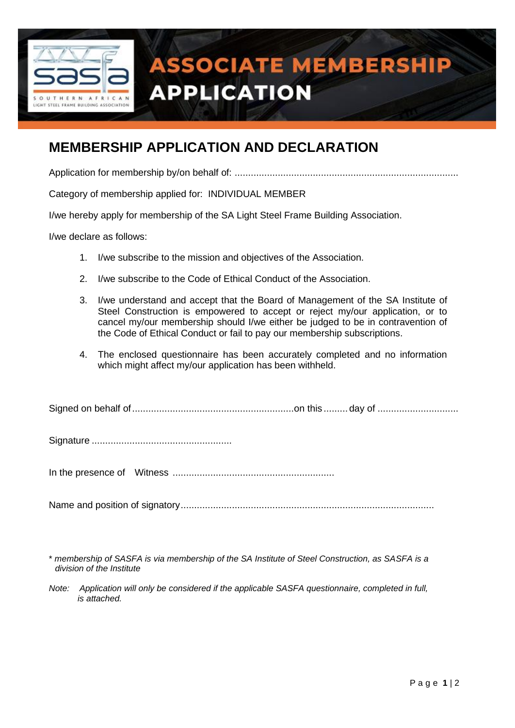# ASSOCIATE MEMBERSHIP APPLICATION

## MEMBERSHIP APPLICATION AND DECLARATION

Application for membership by/on behalf of: ...................................................................................

Category of membership applied for: INDIVIDUAL MEMBER

I/we hereby apply for membership of the SA Light Steel Frame Building Association.

I/we declare as follows:

1. I/we subscribe to the mission and objectives of the Association.
2. I/we subscribe to the Code of Ethical Conduct of the Association.
3. I/we understand and accept that the Board of Management of the SA Institute of Steel Construction is empowered to accept or reject my/our application, or to cancel my/our membership should I/we either be judged to be in contravention of the Code of Ethical Conduct or fail to pay our membership subscriptions.
4. The enclosed questionnaire has been accurately completed and no information which might affect my/our application has been withheld.

Signed on behalf of............................................................on this......... day of .............................

Signature ...................................................

In the presence of Witness ...........................................................

Name and position of signatory.............................................................................................

* *membership of SASFA is via membership of the SA Institute of Steel Construction, as SASFA is a division of the Institute*

*Note: Application will only be considered if the applicable SASFA questionnaire, completed in full, is attached.*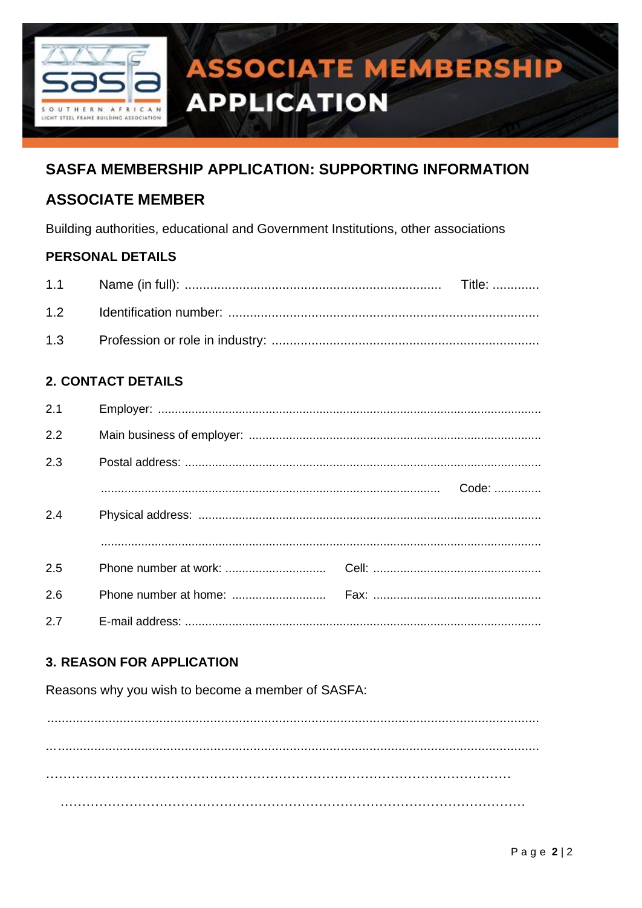# ASSOCIATE MEMBERSHIP APPLICATION

## SASFA MEMBERSHIP APPLICATION: SUPPORTING INFORMATION

## ASSOCIATE MEMBER

Building authorities, educational and Government Institutions, other associations

### PERSONAL DETAILS

1.1 Name (in full): ....................................................................... Title: .............

1.2 Identification number: .....................................................................................

1.3 Profession or role in industry: .........................................................................

### 2. CONTACT DETAILS

2.1 Employer: ..............................................................................................................

2.2 Main business of employer: ....................................................................................

2.3 Postal address: .......................................................................................................

..................................................................................................... Code: .............

2.4 Physical address: ...................................................................................................

..................................................................................................................................

2.5 Phone number at work: ............................. Cell: ..................................................

2.6 Phone number at home: ............................ Fax: ..................................................

2.7 E-mail address: .......................................................................................................

### 3. REASON FOR APPLICATION

Reasons why you wish to become a member of SASFA:

..................................................................................................................................

..................................................................................................................................

………………………………………………………………………………………………

………………………………………………………………………………………………